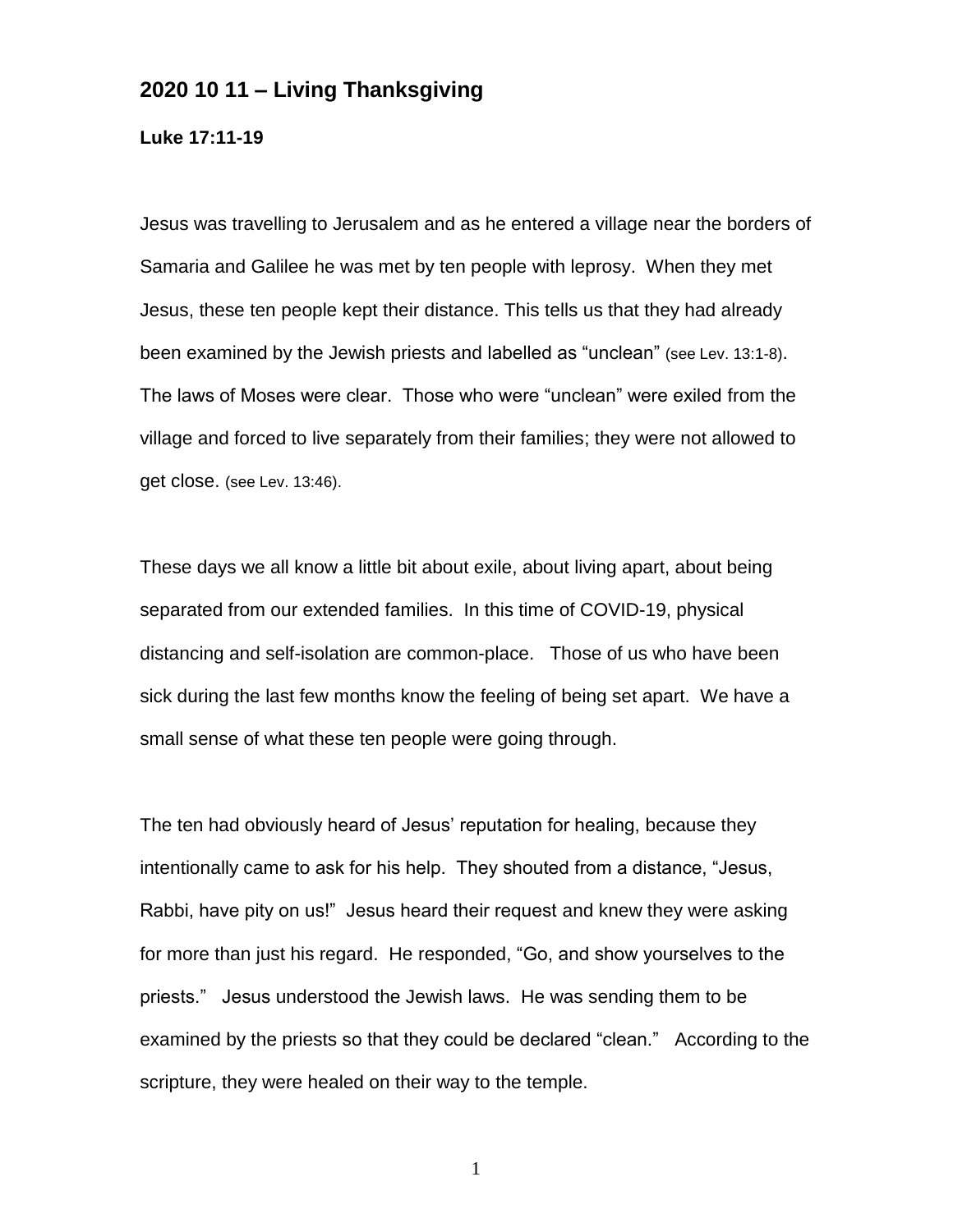## 2020 10 11 – Living Thanksgiving

**Luke 17:11-19**

Jesus was travelling to Jerusalem and as he entered a village near the borders of Samaria and Galilee he was met by ten people with leprosy. When they met Jesus, these ten people kept their distance. This tells us that they had already been examined by the Jewish priests and labelled as "unclean" (see Lev. 13:1-8). The laws of Moses were clear. Those who were "unclean" were exiled from the village and forced to live separately from their families; they were not allowed to get close. (see Lev. 13:46).

These days we all know a little bit about exile, about living apart, about being separated from our extended families. In this time of COVID-19, physical distancing and self-isolation are common-place. Those of us who have been sick during the last few months know the feeling of being set apart. We have a small sense of what these ten people were going through.

The ten had obviously heard of Jesus' reputation for healing, because they intentionally came to ask for his help. They shouted from a distance, "Jesus, Rabbi, have pity on us!" Jesus heard their request and knew they were asking for more than just his regard. He responded, "Go, and show yourselves to the priests." Jesus understood the Jewish laws. He was sending them to be examined by the priests so that they could be declared "clean." According to the scripture, they were healed on their way to the temple.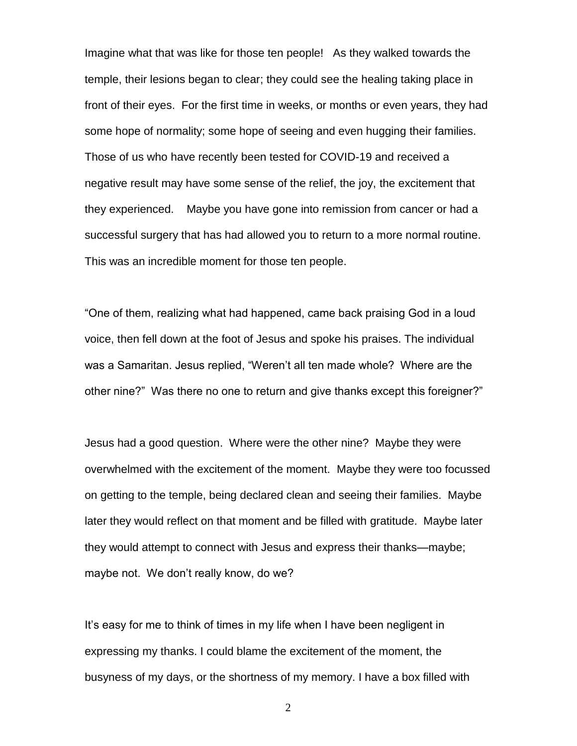Imagine what that was like for those ten people! As they walked towards the temple, their lesions began to clear; they could see the healing taking place in front of their eyes. For the first time in weeks, or months or even years, they had some hope of normality; some hope of seeing and even hugging their families. Those of us who have recently been tested for COVID-19 and received a negative result may have some sense of the relief, the joy, the excitement that they experienced. Maybe you have gone into remission from cancer or had a successful surgery that has had allowed you to return to a more normal routine. This was an incredible moment for those ten people.

"One of them, realizing what had happened, came back praising God in a loud voice, then fell down at the foot of Jesus and spoke his praises. The individual was a Samaritan. Jesus replied, "Weren't all ten made whole? Where are the other nine?" Was there no one to return and give thanks except this foreigner?"

Jesus had a good question. Where were the other nine? Maybe they were overwhelmed with the excitement of the moment. Maybe they were too focussed on getting to the temple, being declared clean and seeing their families. Maybe later they would reflect on that moment and be filled with gratitude. Maybe later they would attempt to connect with Jesus and express their thanks—maybe; maybe not. We don't really know, do we?

It's easy for me to think of times in my life when I have been negligent in expressing my thanks. I could blame the excitement of the moment, the busyness of my days, or the shortness of my memory. I have a box filled with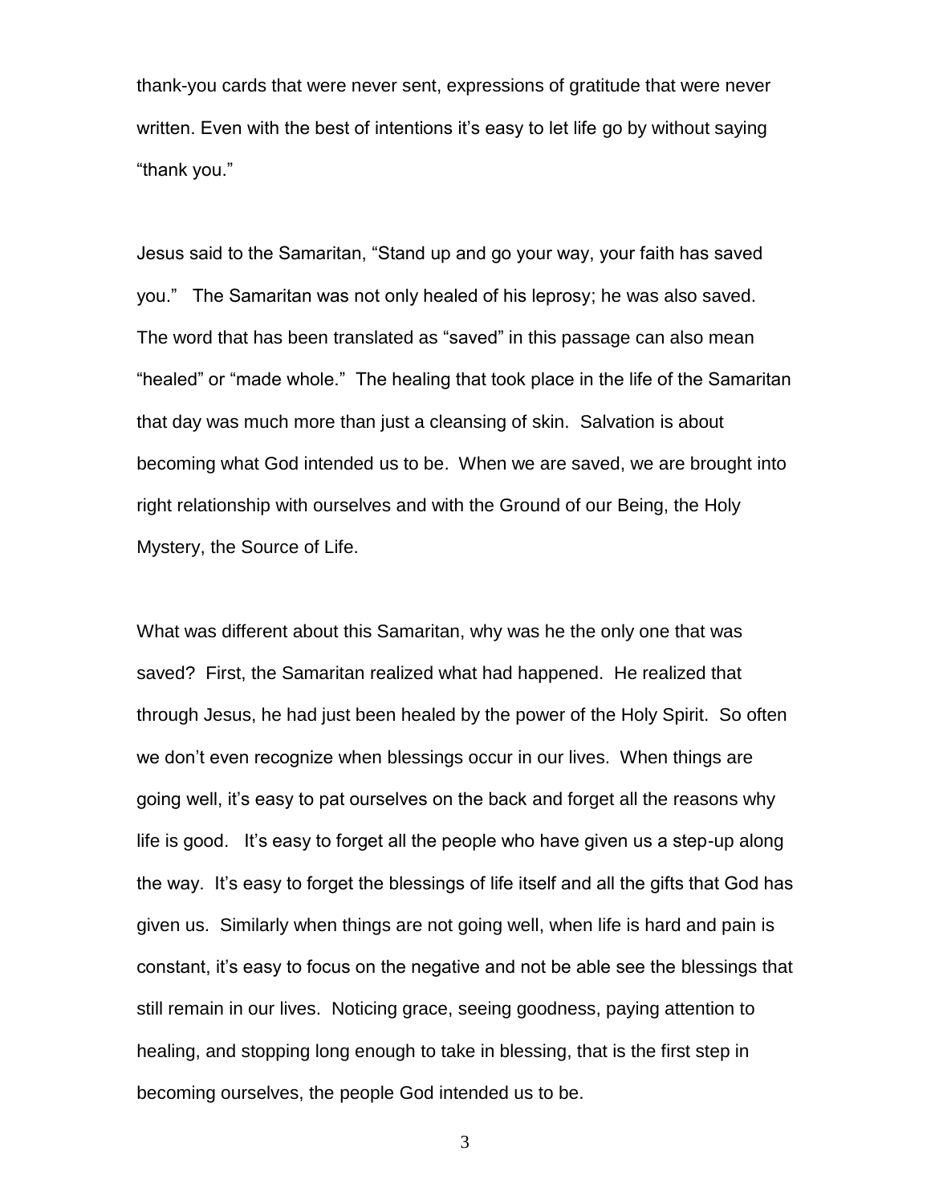thank-you cards that were never sent, expressions of gratitude that were never written. Even with the best of intentions it's easy to let life go by without saying "thank you."

Jesus said to the Samaritan, "Stand up and go your way, your faith has saved you." The Samaritan was not only healed of his leprosy; he was also saved. The word that has been translated as "saved" in this passage can also mean "healed" or "made whole." The healing that took place in the life of the Samaritan that day was much more than just a cleansing of skin. Salvation is about becoming what God intended us to be. When we are saved, we are brought into right relationship with ourselves and with the Ground of our Being, the Holy Mystery, the Source of Life.

What was different about this Samaritan, why was he the only one that was saved? First, the Samaritan realized what had happened. He realized that through Jesus, he had just been healed by the power of the Holy Spirit. So often we don't even recognize when blessings occur in our lives. When things are going well, it's easy to pat ourselves on the back and forget all the reasons why life is good. It's easy to forget all the people who have given us a step-up along the way. It's easy to forget the blessings of life itself and all the gifts that God has given us. Similarly when things are not going well, when life is hard and pain is constant, it's easy to focus on the negative and not be able see the blessings that still remain in our lives. Noticing grace, seeing goodness, paying attention to healing, and stopping long enough to take in blessing, that is the first step in becoming ourselves, the people God intended us to be.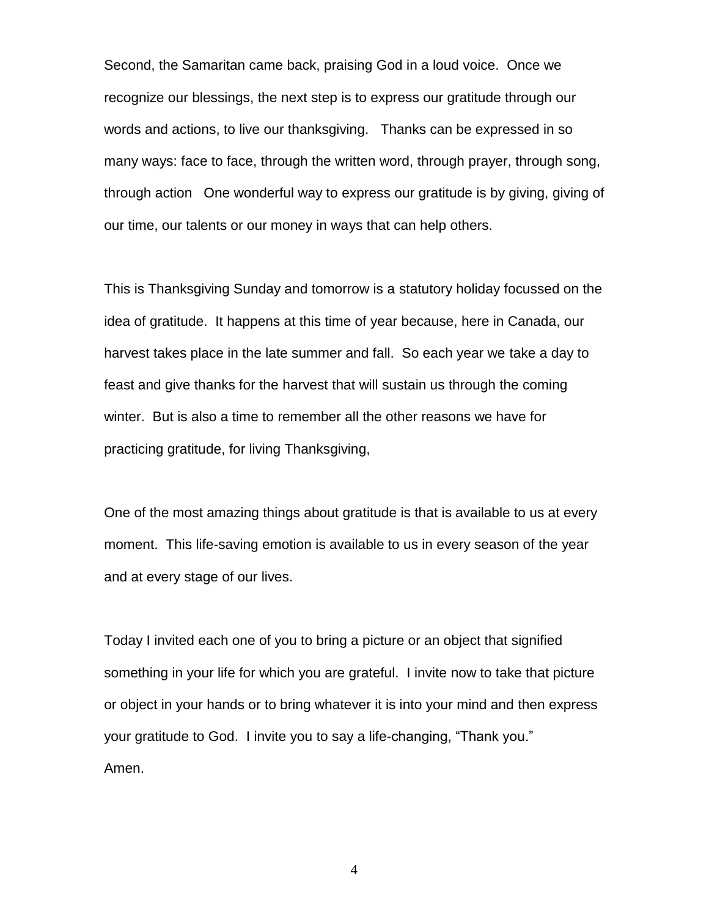Second, the Samaritan came back, praising God in a loud voice. Once we recognize our blessings, the next step is to express our gratitude through our words and actions, to live our thanksgiving. Thanks can be expressed in so many ways: face to face, through the written word, through prayer, through song, through action One wonderful way to express our gratitude is by giving, giving of our time, our talents or our money in ways that can help others.

This is Thanksgiving Sunday and tomorrow is a statutory holiday focussed on the idea of gratitude. It happens at this time of year because, here in Canada, our harvest takes place in the late summer and fall. So each year we take a day to feast and give thanks for the harvest that will sustain us through the coming winter. But is also a time to remember all the other reasons we have for practicing gratitude, for living Thanksgiving,

One of the most amazing things about gratitude is that is available to us at every moment. This life-saving emotion is available to us in every season of the year and at every stage of our lives.

Today I invited each one of you to bring a picture or an object that signified something in your life for which you are grateful. I invite now to take that picture or object in your hands or to bring whatever it is into your mind and then express your gratitude to God. I invite you to say a life-changing, "Thank you."
Amen.